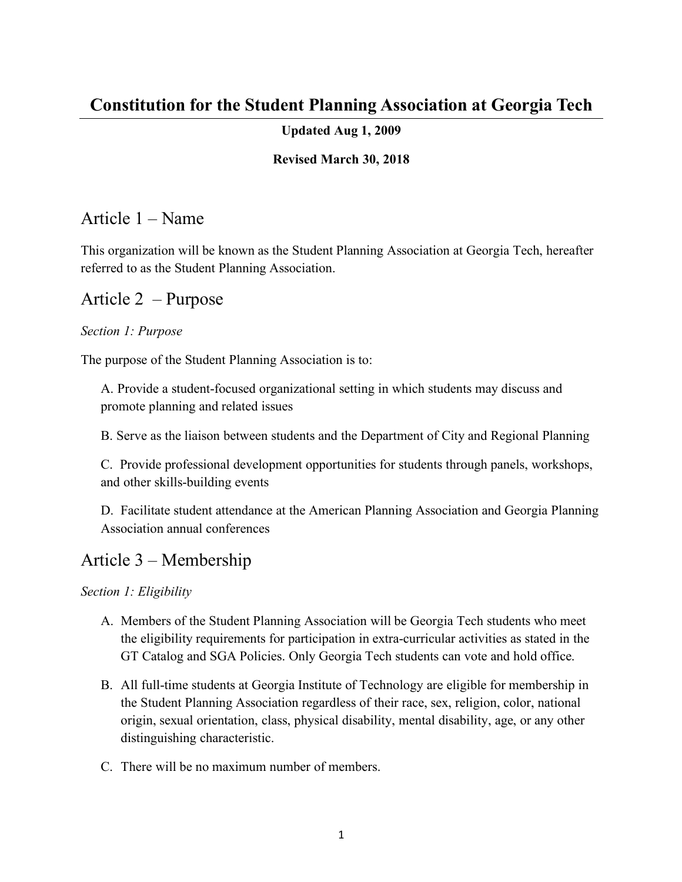# Constitution for the Student Planning Association at Georgia Tech

**Updated Aug 1, 2009**

**Revised March 30, 2018**

## Article 1 – Name

This organization will be known as the Student Planning Association at Georgia Tech, hereafter referred to as the Student Planning Association.

## Article 2 – Purpose

*Section 1: Purpose*

The purpose of the Student Planning Association is to:

A. Provide a student-focused organizational setting in which students may discuss and promote planning and related issues

B. Serve as the liaison between students and the Department of City and Regional Planning

C. Provide professional development opportunities for students through panels, workshops, and other skills-building events

D. Facilitate student attendance at the American Planning Association and Georgia Planning Association annual conferences

## Article 3 – Membership

*Section 1: Eligibility*

A. Members of the Student Planning Association will be Georgia Tech students who meet the eligibility requirements for participation in extra-curricular activities as stated in the GT Catalog and SGA Policies. Only Georgia Tech students can vote and hold office.

B. All full-time students at Georgia Institute of Technology are eligible for membership in the Student Planning Association regardless of their race, sex, religion, color, national origin, sexual orientation, class, physical disability, mental disability, age, or any other distinguishing characteristic.

C. There will be no maximum number of members.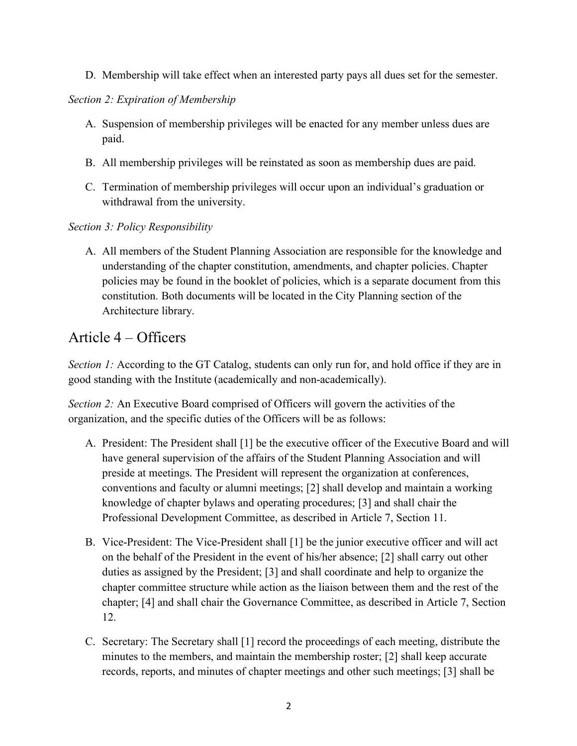D. Membership will take effect when an interested party pays all dues set for the semester.

*Section 2: Expiration of Membership*

A. Suspension of membership privileges will be enacted for any member unless dues are paid.

B. All membership privileges will be reinstated as soon as membership dues are paid.

C. Termination of membership privileges will occur upon an individual's graduation or withdrawal from the university.

*Section 3: Policy Responsibility*

A. All members of the Student Planning Association are responsible for the knowledge and understanding of the chapter constitution, amendments, and chapter policies. Chapter policies may be found in the booklet of policies, which is a separate document from this constitution. Both documents will be located in the City Planning section of the Architecture library.

# Article 4 – Officers

*Section 1:* According to the GT Catalog, students can only run for, and hold office if they are in good standing with the Institute (academically and non-academically).

*Section 2:* An Executive Board comprised of Officers will govern the activities of the organization, and the specific duties of the Officers will be as follows:

A. President: The President shall [1] be the executive officer of the Executive Board and will have general supervision of the affairs of the Student Planning Association and will preside at meetings. The President will represent the organization at conferences, conventions and faculty or alumni meetings; [2] shall develop and maintain a working knowledge of chapter bylaws and operating procedures; [3] and shall chair the Professional Development Committee, as described in Article 7, Section 11.

B. Vice-President: The Vice-President shall [1] be the junior executive officer and will act on the behalf of the President in the event of his/her absence; [2] shall carry out other duties as assigned by the President; [3] and shall coordinate and help to organize the chapter committee structure while action as the liaison between them and the rest of the chapter; [4] and shall chair the Governance Committee, as described in Article 7, Section 12.

C. Secretary: The Secretary shall [1] record the proceedings of each meeting, distribute the minutes to the members, and maintain the membership roster; [2] shall keep accurate records, reports, and minutes of chapter meetings and other such meetings; [3] shall be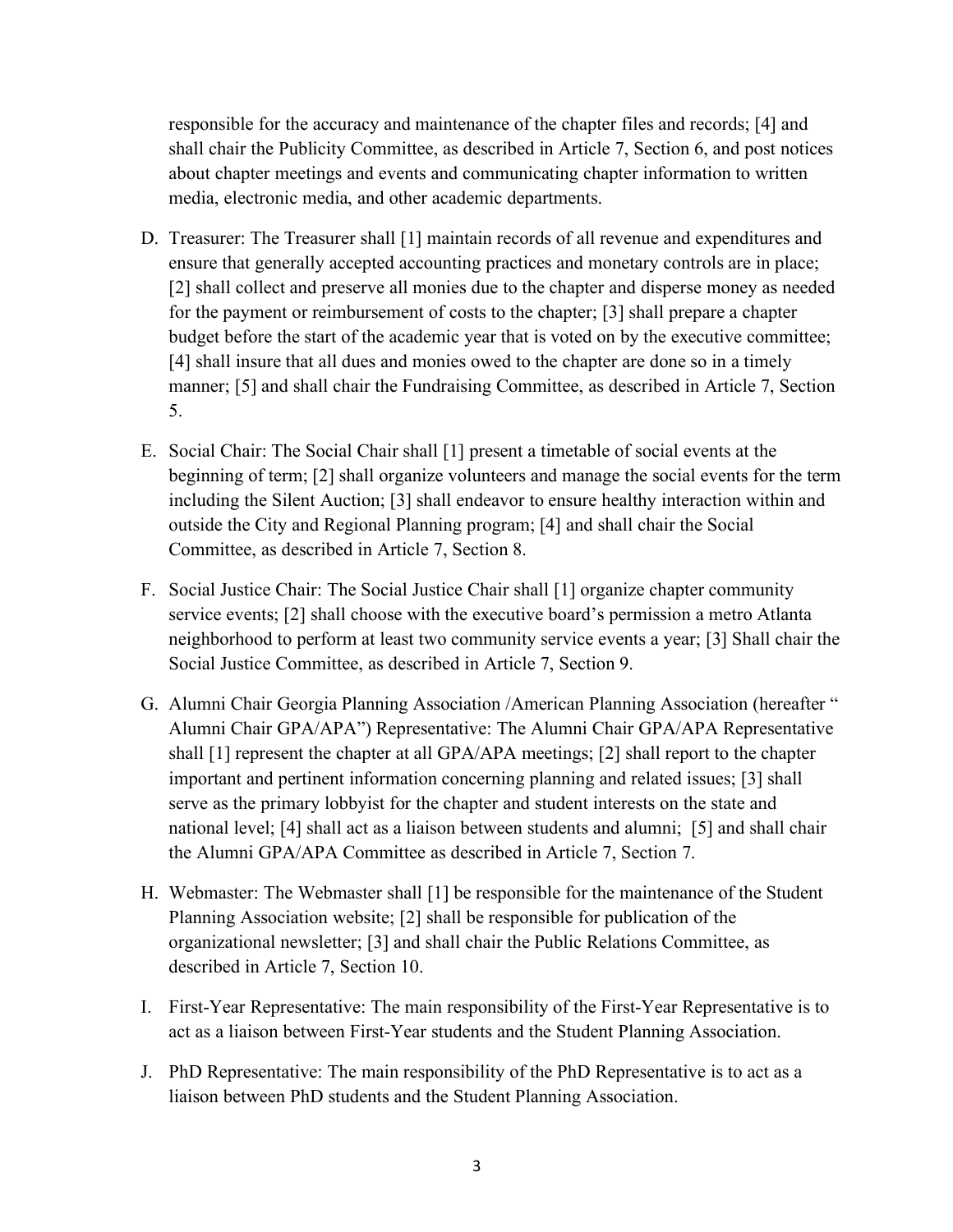responsible for the accuracy and maintenance of the chapter files and records; [4] and shall chair the Publicity Committee, as described in Article 7, Section 6, and post notices about chapter meetings and events and communicating chapter information to written media, electronic media, and other academic departments.

D. Treasurer: The Treasurer shall [1] maintain records of all revenue and expenditures and ensure that generally accepted accounting practices and monetary controls are in place; [2] shall collect and preserve all monies due to the chapter and disperse money as needed for the payment or reimbursement of costs to the chapter; [3] shall prepare a chapter budget before the start of the academic year that is voted on by the executive committee; [4] shall insure that all dues and monies owed to the chapter are done so in a timely manner; [5] and shall chair the Fundraising Committee, as described in Article 7, Section 5.

E. Social Chair: The Social Chair shall [1] present a timetable of social events at the beginning of term; [2] shall organize volunteers and manage the social events for the term including the Silent Auction; [3] shall endeavor to ensure healthy interaction within and outside the City and Regional Planning program; [4] and shall chair the Social Committee, as described in Article 7, Section 8.

F. Social Justice Chair: The Social Justice Chair shall [1] organize chapter community service events; [2] shall choose with the executive board's permission a metro Atlanta neighborhood to perform at least two community service events a year; [3] Shall chair the Social Justice Committee, as described in Article 7, Section 9.

G. Alumni Chair Georgia Planning Association /American Planning Association (hereafter " Alumni Chair GPA/APA") Representative: The Alumni Chair GPA/APA Representative shall [1] represent the chapter at all GPA/APA meetings; [2] shall report to the chapter important and pertinent information concerning planning and related issues; [3] shall serve as the primary lobbyist for the chapter and student interests on the state and national level; [4] shall act as a liaison between students and alumni; [5] and shall chair the Alumni GPA/APA Committee as described in Article 7, Section 7.

H. Webmaster: The Webmaster shall [1] be responsible for the maintenance of the Student Planning Association website; [2] shall be responsible for publication of the organizational newsletter; [3] and shall chair the Public Relations Committee, as described in Article 7, Section 10.

I. First-Year Representative: The main responsibility of the First-Year Representative is to act as a liaison between First-Year students and the Student Planning Association.

J. PhD Representative: The main responsibility of the PhD Representative is to act as a liaison between PhD students and the Student Planning Association.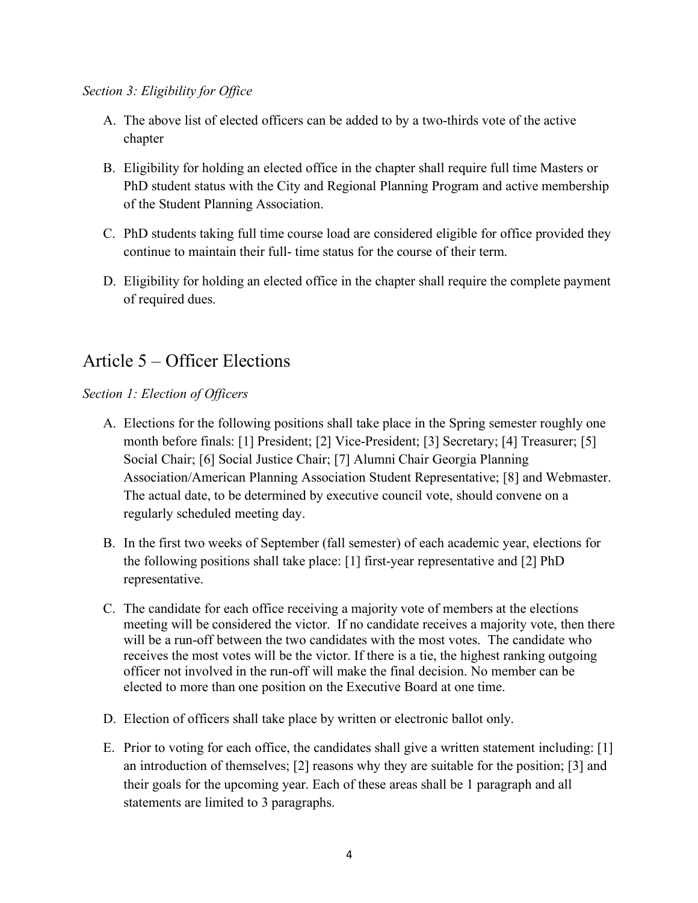*Section 3: Eligibility for Office*

A. The above list of elected officers can be added to by a two-thirds vote of the active chapter

B. Eligibility for holding an elected office in the chapter shall require full time Masters or PhD student status with the City and Regional Planning Program and active membership of the Student Planning Association.

C. PhD students taking full time course load are considered eligible for office provided they continue to maintain their full- time status for the course of their term.

D. Eligibility for holding an elected office in the chapter shall require the complete payment of required dues.

## Article 5 – Officer Elections

*Section 1: Election of Officers*

A. Elections for the following positions shall take place in the Spring semester roughly one month before finals: [1] President; [2] Vice-President; [3] Secretary; [4] Treasurer; [5] Social Chair; [6] Social Justice Chair; [7] Alumni Chair Georgia Planning Association/American Planning Association Student Representative; [8] and Webmaster. The actual date, to be determined by executive council vote, should convene on a regularly scheduled meeting day.

B. In the first two weeks of September (fall semester) of each academic year, elections for the following positions shall take place: [1] first-year representative and [2] PhD representative.

C. The candidate for each office receiving a majority vote of members at the elections meeting will be considered the victor. If no candidate receives a majority vote, then there will be a run-off between the two candidates with the most votes. The candidate who receives the most votes will be the victor. If there is a tie, the highest ranking outgoing officer not involved in the run-off will make the final decision. No member can be elected to more than one position on the Executive Board at one time.

D. Election of officers shall take place by written or electronic ballot only.

E. Prior to voting for each office, the candidates shall give a written statement including: [1] an introduction of themselves; [2] reasons why they are suitable for the position; [3] and their goals for the upcoming year. Each of these areas shall be 1 paragraph and all statements are limited to 3 paragraphs.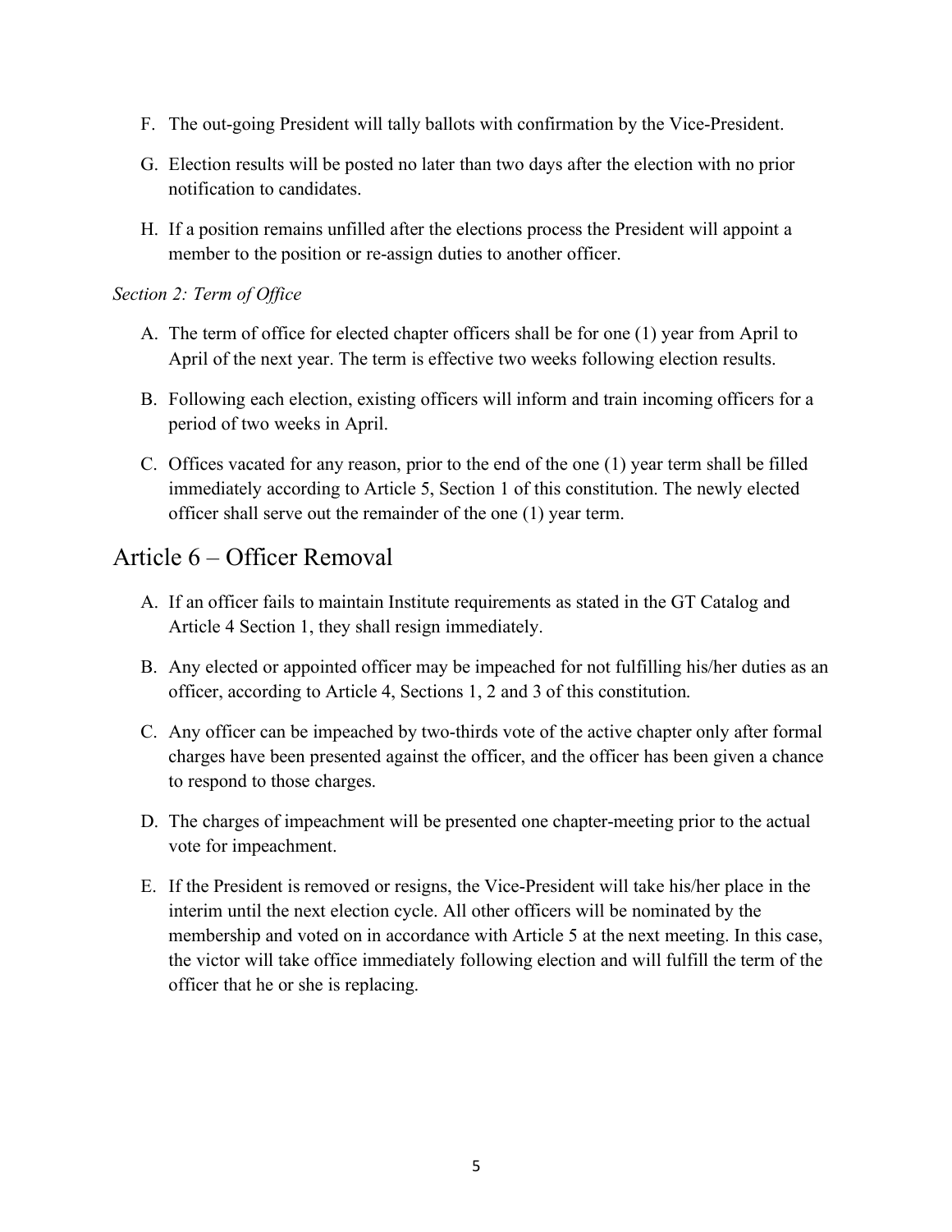F. The out-going President will tally ballots with confirmation by the Vice-President.

G. Election results will be posted no later than two days after the election with no prior notification to candidates.

H. If a position remains unfilled after the elections process the President will appoint a member to the position or re-assign duties to another officer.

*Section 2: Term of Office*

A. The term of office for elected chapter officers shall be for one (1) year from April to April of the next year. The term is effective two weeks following election results.

B. Following each election, existing officers will inform and train incoming officers for a period of two weeks in April.

C. Offices vacated for any reason, prior to the end of the one (1) year term shall be filled immediately according to Article 5, Section 1 of this constitution. The newly elected officer shall serve out the remainder of the one (1) year term.

## Article 6 – Officer Removal

A. If an officer fails to maintain Institute requirements as stated in the GT Catalog and Article 4 Section 1, they shall resign immediately.

B. Any elected or appointed officer may be impeached for not fulfilling his/her duties as an officer, according to Article 4, Sections 1, 2 and 3 of this constitution.

C. Any officer can be impeached by two-thirds vote of the active chapter only after formal charges have been presented against the officer, and the officer has been given a chance to respond to those charges.

D. The charges of impeachment will be presented one chapter-meeting prior to the actual vote for impeachment.

E. If the President is removed or resigns, the Vice-President will take his/her place in the interim until the next election cycle. All other officers will be nominated by the membership and voted on in accordance with Article 5 at the next meeting. In this case, the victor will take office immediately following election and will fulfill the term of the officer that he or she is replacing.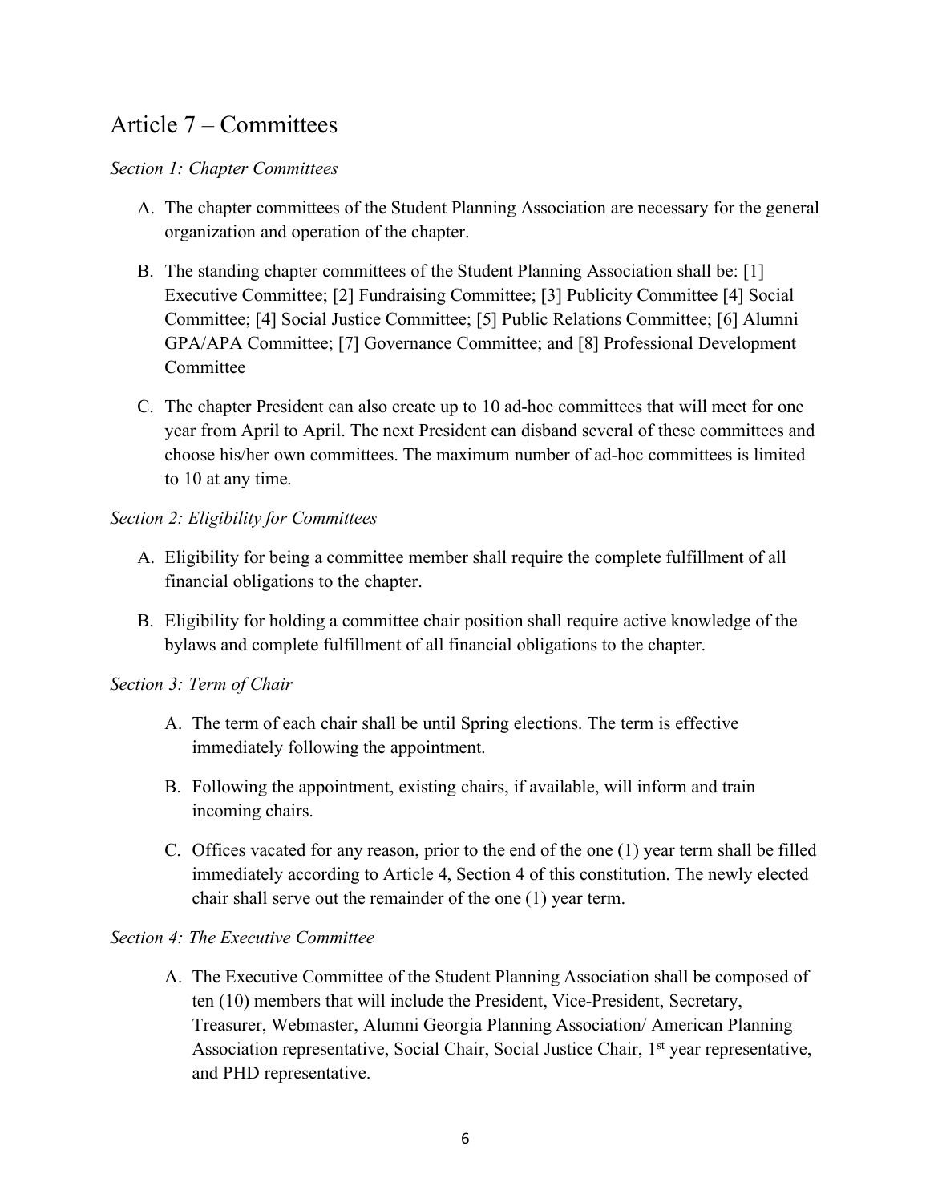## Article 7 – Committees

*Section 1: Chapter Committees*

A. The chapter committees of the Student Planning Association are necessary for the general organization and operation of the chapter.

B. The standing chapter committees of the Student Planning Association shall be: [1] Executive Committee; [2] Fundraising Committee; [3] Publicity Committee [4] Social Committee; [4] Social Justice Committee; [5] Public Relations Committee; [6] Alumni GPA/APA Committee; [7] Governance Committee; and [8] Professional Development Committee

C. The chapter President can also create up to 10 ad-hoc committees that will meet for one year from April to April. The next President can disband several of these committees and choose his/her own committees. The maximum number of ad-hoc committees is limited to 10 at any time.

*Section 2: Eligibility for Committees*

A. Eligibility for being a committee member shall require the complete fulfillment of all financial obligations to the chapter.

B. Eligibility for holding a committee chair position shall require active knowledge of the bylaws and complete fulfillment of all financial obligations to the chapter.

*Section 3: Term of Chair*

A. The term of each chair shall be until Spring elections. The term is effective immediately following the appointment.

B. Following the appointment, existing chairs, if available, will inform and train incoming chairs.

C. Offices vacated for any reason, prior to the end of the one (1) year term shall be filled immediately according to Article 4, Section 4 of this constitution. The newly elected chair shall serve out the remainder of the one (1) year term.

*Section 4: The Executive Committee*

A. The Executive Committee of the Student Planning Association shall be composed of ten (10) members that will include the President, Vice-President, Secretary, Treasurer, Webmaster, Alumni Georgia Planning Association/ American Planning Association representative, Social Chair, Social Justice Chair, 1st year representative, and PHD representative.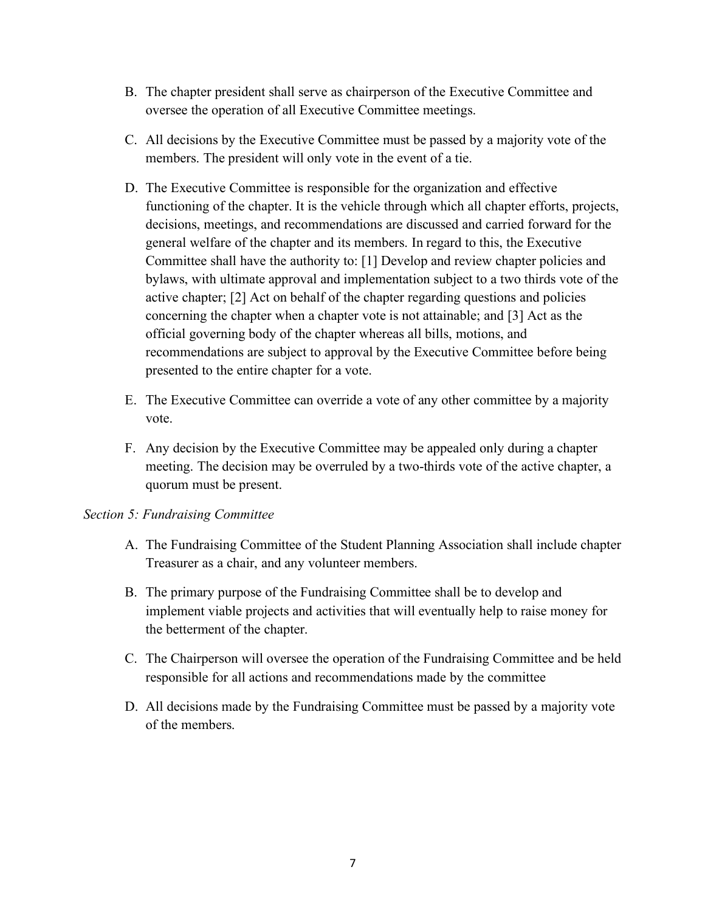B. The chapter president shall serve as chairperson of the Executive Committee and oversee the operation of all Executive Committee meetings.

C. All decisions by the Executive Committee must be passed by a majority vote of the members. The president will only vote in the event of a tie.

D. The Executive Committee is responsible for the organization and effective functioning of the chapter. It is the vehicle through which all chapter efforts, projects, decisions, meetings, and recommendations are discussed and carried forward for the general welfare of the chapter and its members. In regard to this, the Executive Committee shall have the authority to: [1] Develop and review chapter policies and bylaws, with ultimate approval and implementation subject to a two thirds vote of the active chapter; [2] Act on behalf of the chapter regarding questions and policies concerning the chapter when a chapter vote is not attainable; and [3] Act as the official governing body of the chapter whereas all bills, motions, and recommendations are subject to approval by the Executive Committee before being presented to the entire chapter for a vote.

E. The Executive Committee can override a vote of any other committee by a majority vote.

F. Any decision by the Executive Committee may be appealed only during a chapter meeting. The decision may be overruled by a two-thirds vote of the active chapter, a quorum must be present.

*Section 5: Fundraising Committee*

A. The Fundraising Committee of the Student Planning Association shall include chapter Treasurer as a chair, and any volunteer members.

B. The primary purpose of the Fundraising Committee shall be to develop and implement viable projects and activities that will eventually help to raise money for the betterment of the chapter.

C. The Chairperson will oversee the operation of the Fundraising Committee and be held responsible for all actions and recommendations made by the committee

D. All decisions made by the Fundraising Committee must be passed by a majority vote of the members.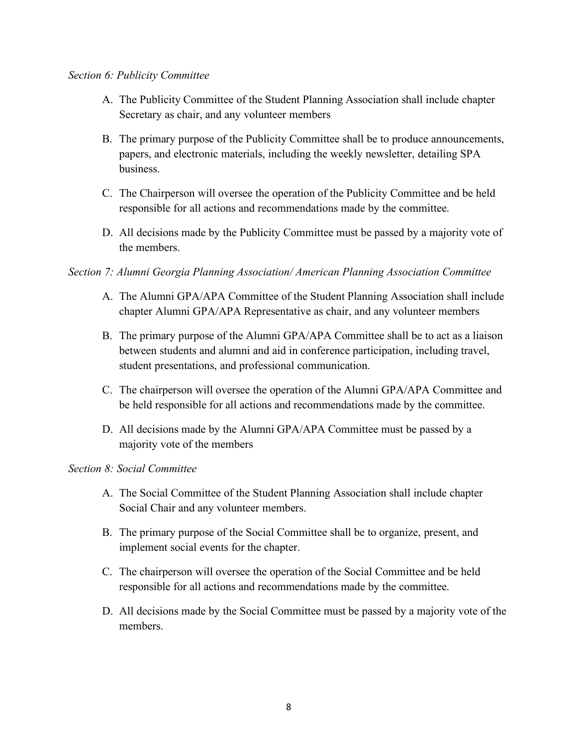*Section 6: Publicity Committee*

A. The Publicity Committee of the Student Planning Association shall include chapter Secretary as chair, and any volunteer members

B. The primary purpose of the Publicity Committee shall be to produce announcements, papers, and electronic materials, including the weekly newsletter, detailing SPA business.

C. The Chairperson will oversee the operation of the Publicity Committee and be held responsible for all actions and recommendations made by the committee.

D. All decisions made by the Publicity Committee must be passed by a majority vote of the members.

*Section 7: Alumni Georgia Planning Association/ American Planning Association Committee*

A. The Alumni GPA/APA Committee of the Student Planning Association shall include chapter Alumni GPA/APA Representative as chair, and any volunteer members

B. The primary purpose of the Alumni GPA/APA Committee shall be to act as a liaison between students and alumni and aid in conference participation, including travel, student presentations, and professional communication.

C. The chairperson will oversee the operation of the Alumni GPA/APA Committee and be held responsible for all actions and recommendations made by the committee.

D. All decisions made by the Alumni GPA/APA Committee must be passed by a majority vote of the members

*Section 8: Social Committee*

A. The Social Committee of the Student Planning Association shall include chapter Social Chair and any volunteer members.

B. The primary purpose of the Social Committee shall be to organize, present, and implement social events for the chapter.

C. The chairperson will oversee the operation of the Social Committee and be held responsible for all actions and recommendations made by the committee.

D. All decisions made by the Social Committee must be passed by a majority vote of the members.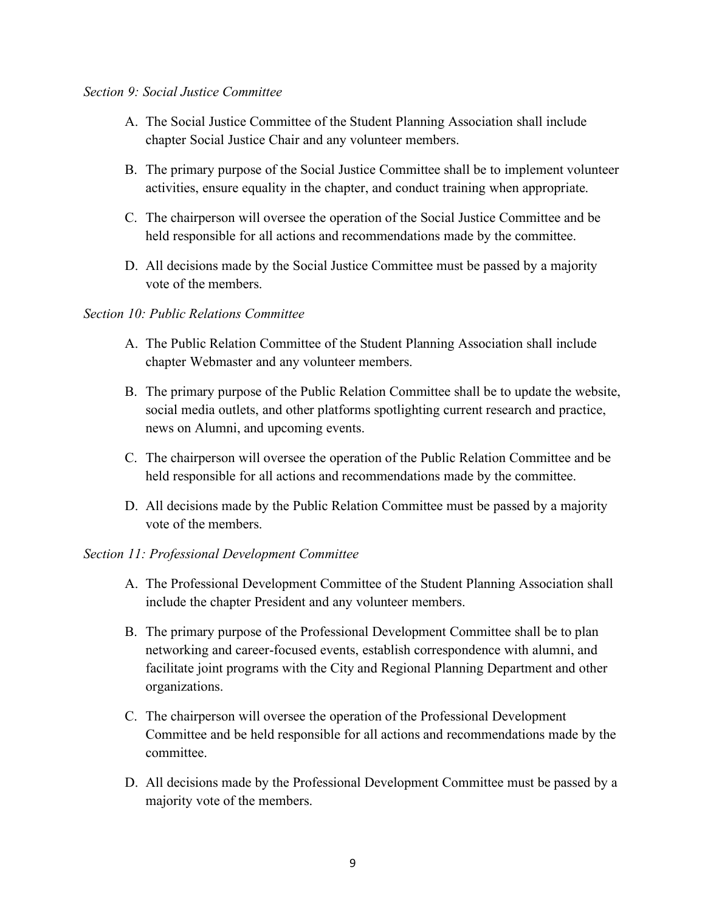*Section 9: Social Justice Committee*

A. The Social Justice Committee of the Student Planning Association shall include chapter Social Justice Chair and any volunteer members.

B. The primary purpose of the Social Justice Committee shall be to implement volunteer activities, ensure equality in the chapter, and conduct training when appropriate.

C. The chairperson will oversee the operation of the Social Justice Committee and be held responsible for all actions and recommendations made by the committee.

D. All decisions made by the Social Justice Committee must be passed by a majority vote of the members.

*Section 10: Public Relations Committee*

A. The Public Relation Committee of the Student Planning Association shall include chapter Webmaster and any volunteer members.

B. The primary purpose of the Public Relation Committee shall be to update the website, social media outlets, and other platforms spotlighting current research and practice, news on Alumni, and upcoming events.

C. The chairperson will oversee the operation of the Public Relation Committee and be held responsible for all actions and recommendations made by the committee.

D. All decisions made by the Public Relation Committee must be passed by a majority vote of the members.

*Section 11: Professional Development Committee*

A. The Professional Development Committee of the Student Planning Association shall include the chapter President and any volunteer members.

B. The primary purpose of the Professional Development Committee shall be to plan networking and career-focused events, establish correspondence with alumni, and facilitate joint programs with the City and Regional Planning Department and other organizations.

C. The chairperson will oversee the operation of the Professional Development Committee and be held responsible for all actions and recommendations made by the committee.

D. All decisions made by the Professional Development Committee must be passed by a majority vote of the members.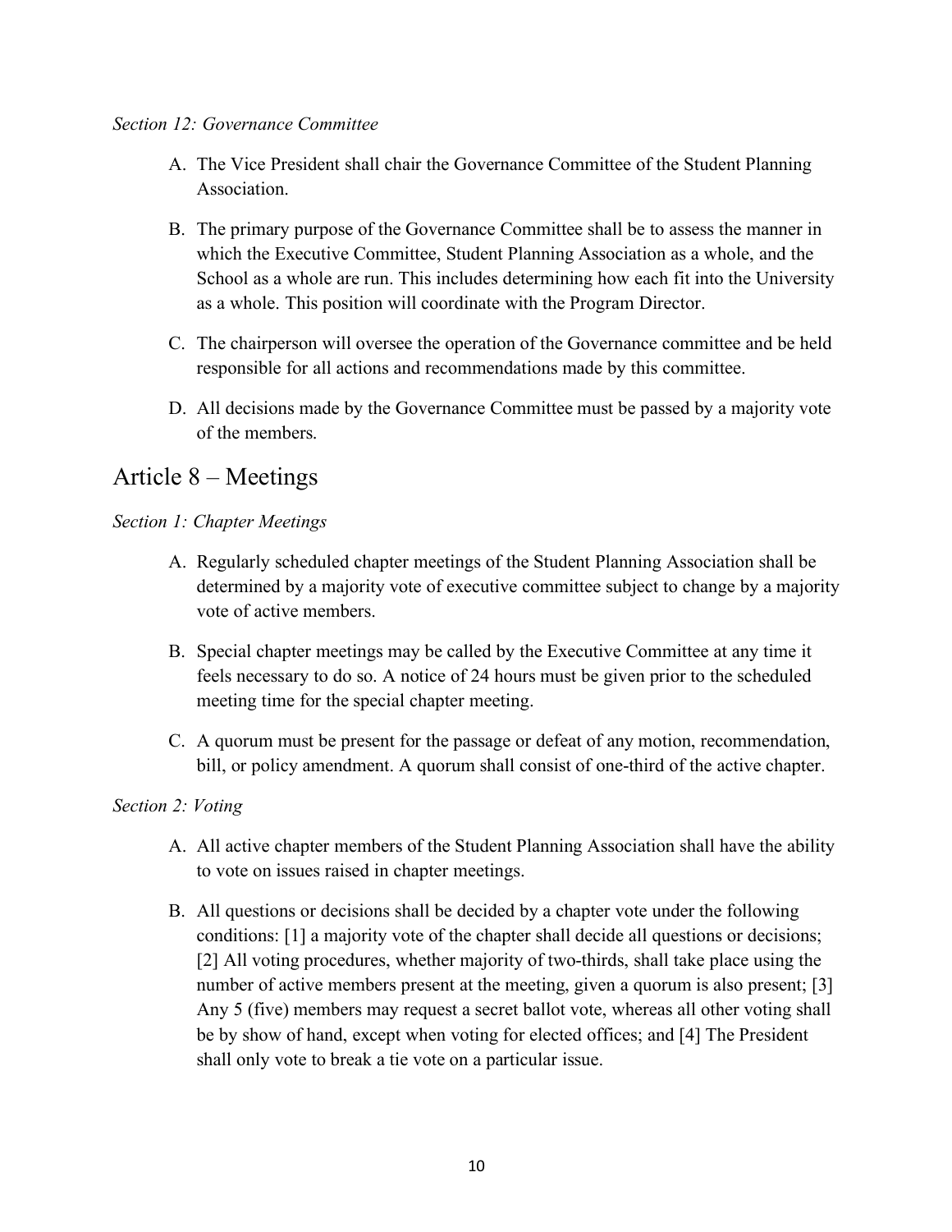*Section 12: Governance Committee*

A. The Vice President shall chair the Governance Committee of the Student Planning Association.

B. The primary purpose of the Governance Committee shall be to assess the manner in which the Executive Committee, Student Planning Association as a whole, and the School as a whole are run. This includes determining how each fit into the University as a whole. This position will coordinate with the Program Director.

C. The chairperson will oversee the operation of the Governance committee and be held responsible for all actions and recommendations made by this committee.

D. All decisions made by the Governance Committee must be passed by a majority vote of the members.

## Article 8 – Meetings

*Section 1: Chapter Meetings*

A. Regularly scheduled chapter meetings of the Student Planning Association shall be determined by a majority vote of executive committee subject to change by a majority vote of active members.

B. Special chapter meetings may be called by the Executive Committee at any time it feels necessary to do so. A notice of 24 hours must be given prior to the scheduled meeting time for the special chapter meeting.

C. A quorum must be present for the passage or defeat of any motion, recommendation, bill, or policy amendment. A quorum shall consist of one-third of the active chapter.

*Section 2: Voting*

A. All active chapter members of the Student Planning Association shall have the ability to vote on issues raised in chapter meetings.

B. All questions or decisions shall be decided by a chapter vote under the following conditions: [1] a majority vote of the chapter shall decide all questions or decisions; [2] All voting procedures, whether majority of two-thirds, shall take place using the number of active members present at the meeting, given a quorum is also present; [3] Any 5 (five) members may request a secret ballot vote, whereas all other voting shall be by show of hand, except when voting for elected offices; and [4] The President shall only vote to break a tie vote on a particular issue.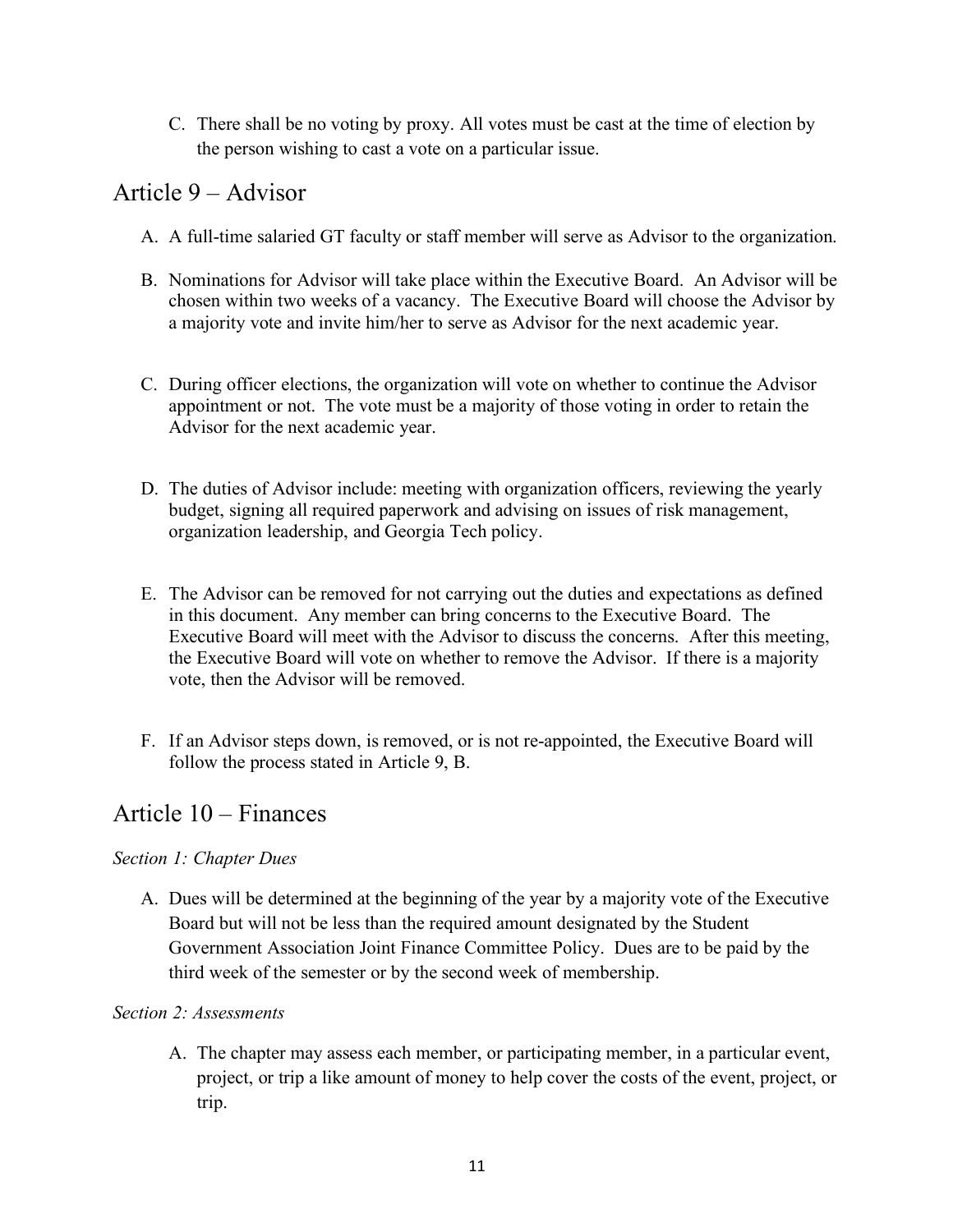C. There shall be no voting by proxy. All votes must be cast at the time of election by the person wishing to cast a vote on a particular issue.

## Article 9 – Advisor

A. A full-time salaried GT faculty or staff member will serve as Advisor to the organization.

B. Nominations for Advisor will take place within the Executive Board. An Advisor will be chosen within two weeks of a vacancy. The Executive Board will choose the Advisor by a majority vote and invite him/her to serve as Advisor for the next academic year.

C. During officer elections, the organization will vote on whether to continue the Advisor appointment or not. The vote must be a majority of those voting in order to retain the Advisor for the next academic year.

D. The duties of Advisor include: meeting with organization officers, reviewing the yearly budget, signing all required paperwork and advising on issues of risk management, organization leadership, and Georgia Tech policy.

E. The Advisor can be removed for not carrying out the duties and expectations as defined in this document. Any member can bring concerns to the Executive Board. The Executive Board will meet with the Advisor to discuss the concerns. After this meeting, the Executive Board will vote on whether to remove the Advisor. If there is a majority vote, then the Advisor will be removed.

F. If an Advisor steps down, is removed, or is not re-appointed, the Executive Board will follow the process stated in Article 9, B.

## Article 10 – Finances

*Section 1: Chapter Dues*

A. Dues will be determined at the beginning of the year by a majority vote of the Executive Board but will not be less than the required amount designated by the Student Government Association Joint Finance Committee Policy. Dues are to be paid by the third week of the semester or by the second week of membership.

*Section 2: Assessments*

A. The chapter may assess each member, or participating member, in a particular event, project, or trip a like amount of money to help cover the costs of the event, project, or trip.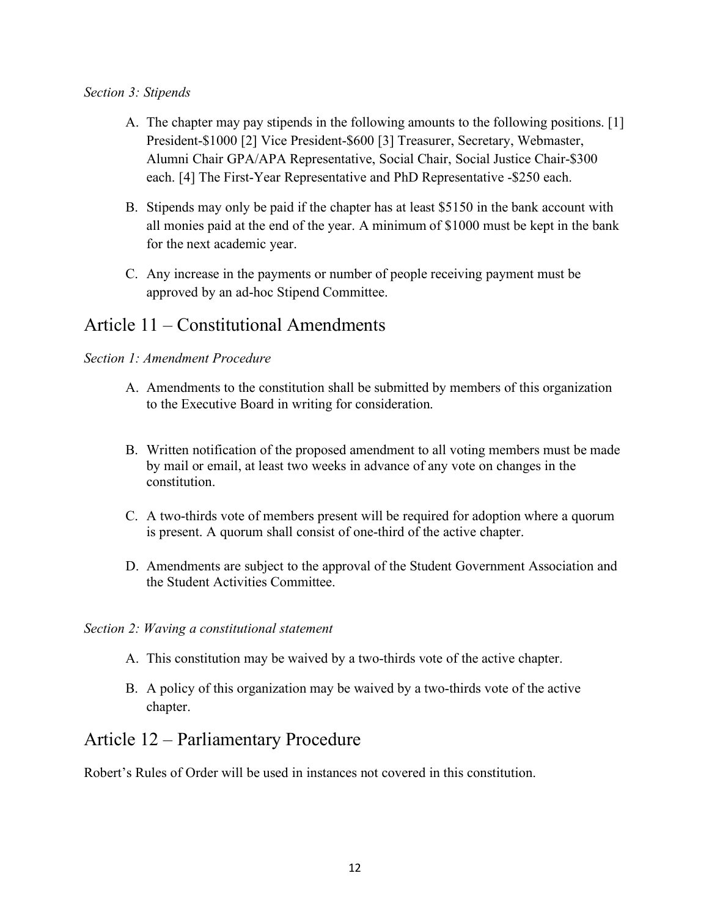*Section 3: Stipends*

A. The chapter may pay stipends in the following amounts to the following positions. [1] President-$1000 [2] Vice President-$600 [3] Treasurer, Secretary, Webmaster, Alumni Chair GPA/APA Representative, Social Chair, Social Justice Chair-$300 each. [4] The First-Year Representative and PhD Representative -$250 each.

B. Stipends may only be paid if the chapter has at least $5150 in the bank account with all monies paid at the end of the year. A minimum of $1000 must be kept in the bank for the next academic year.

C. Any increase in the payments or number of people receiving payment must be approved by an ad-hoc Stipend Committee.

## Article 11 – Constitutional Amendments

*Section 1: Amendment Procedure*

A. Amendments to the constitution shall be submitted by members of this organization to the Executive Board in writing for consideration.

B. Written notification of the proposed amendment to all voting members must be made by mail or email, at least two weeks in advance of any vote on changes in the constitution.

C. A two-thirds vote of members present will be required for adoption where a quorum is present. A quorum shall consist of one-third of the active chapter.

D. Amendments are subject to the approval of the Student Government Association and the Student Activities Committee.

*Section 2: Waving a constitutional statement*

A. This constitution may be waived by a two-thirds vote of the active chapter.

B. A policy of this organization may be waived by a two-thirds vote of the active chapter.

## Article 12 – Parliamentary Procedure

Robert's Rules of Order will be used in instances not covered in this constitution.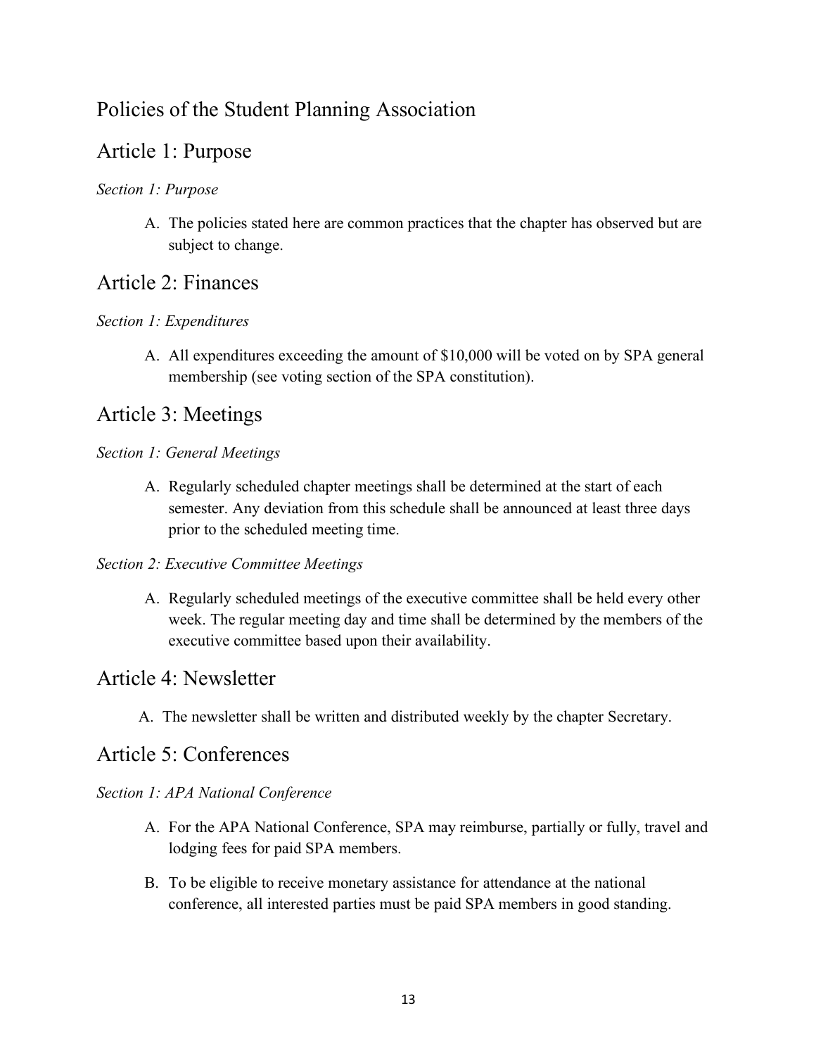# Policies of the Student Planning Association

## Article 1: Purpose

*Section 1: Purpose*

A. The policies stated here are common practices that the chapter has observed but are subject to change.

## Article 2: Finances

*Section 1: Expenditures*

A. All expenditures exceeding the amount of $10,000 will be voted on by SPA general membership (see voting section of the SPA constitution).

## Article 3: Meetings

*Section 1: General Meetings*

A. Regularly scheduled chapter meetings shall be determined at the start of each semester. Any deviation from this schedule shall be announced at least three days prior to the scheduled meeting time.

*Section 2: Executive Committee Meetings*

A. Regularly scheduled meetings of the executive committee shall be held every other week. The regular meeting day and time shall be determined by the members of the executive committee based upon their availability.

## Article 4: Newsletter

A. The newsletter shall be written and distributed weekly by the chapter Secretary.

## Article 5: Conferences

*Section 1: APA National Conference*

A. For the APA National Conference, SPA may reimburse, partially or fully, travel and lodging fees for paid SPA members.

B. To be eligible to receive monetary assistance for attendance at the national conference, all interested parties must be paid SPA members in good standing.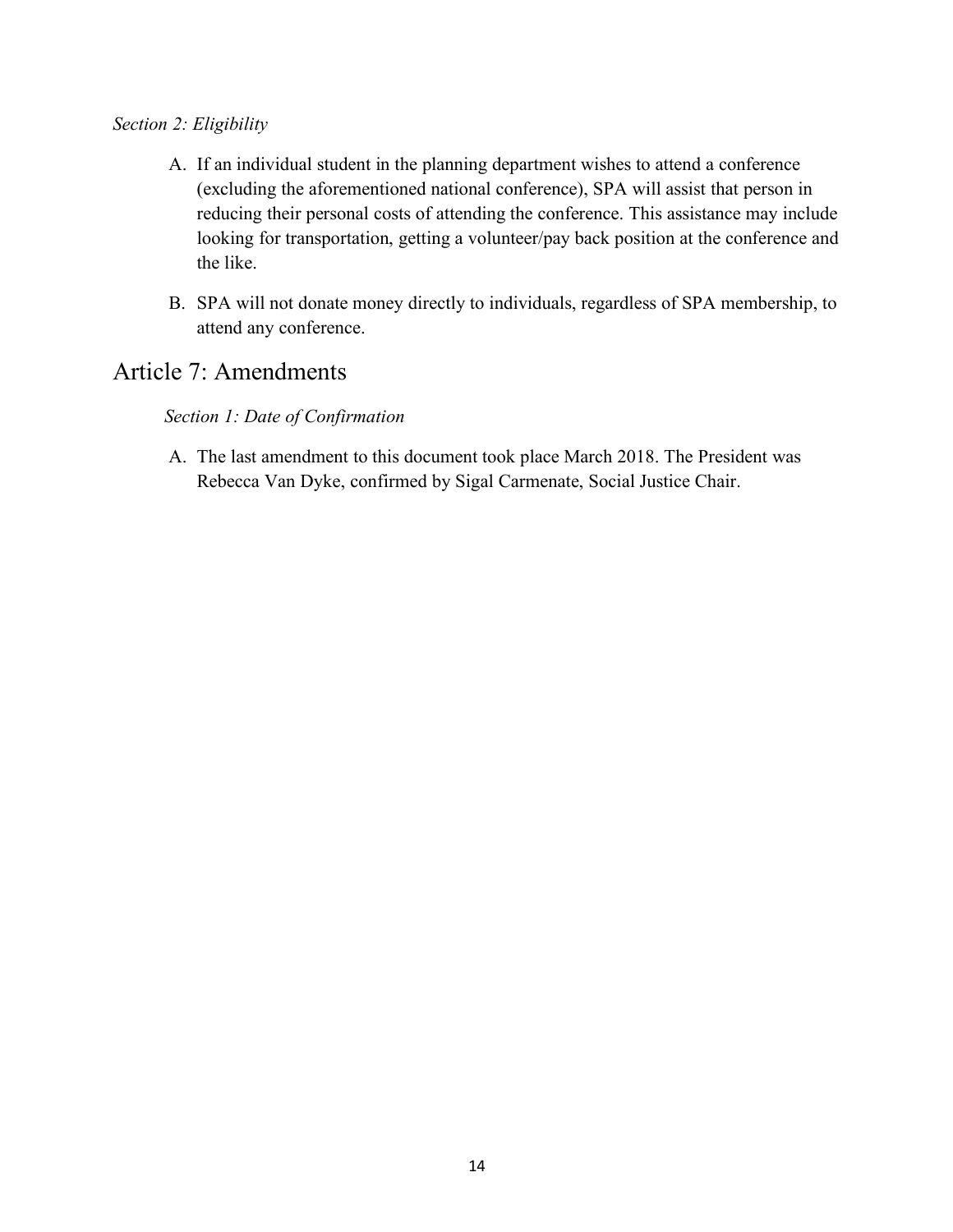*Section 2: Eligibility*

A. If an individual student in the planning department wishes to attend a conference (excluding the aforementioned national conference), SPA will assist that person in reducing their personal costs of attending the conference. This assistance may include looking for transportation, getting a volunteer/pay back position at the conference and the like.

B. SPA will not donate money directly to individuals, regardless of SPA membership, to attend any conference.

## Article 7: Amendments

*Section 1: Date of Confirmation*

A. The last amendment to this document took place March 2018. The President was Rebecca Van Dyke, confirmed by Sigal Carmenate, Social Justice Chair.